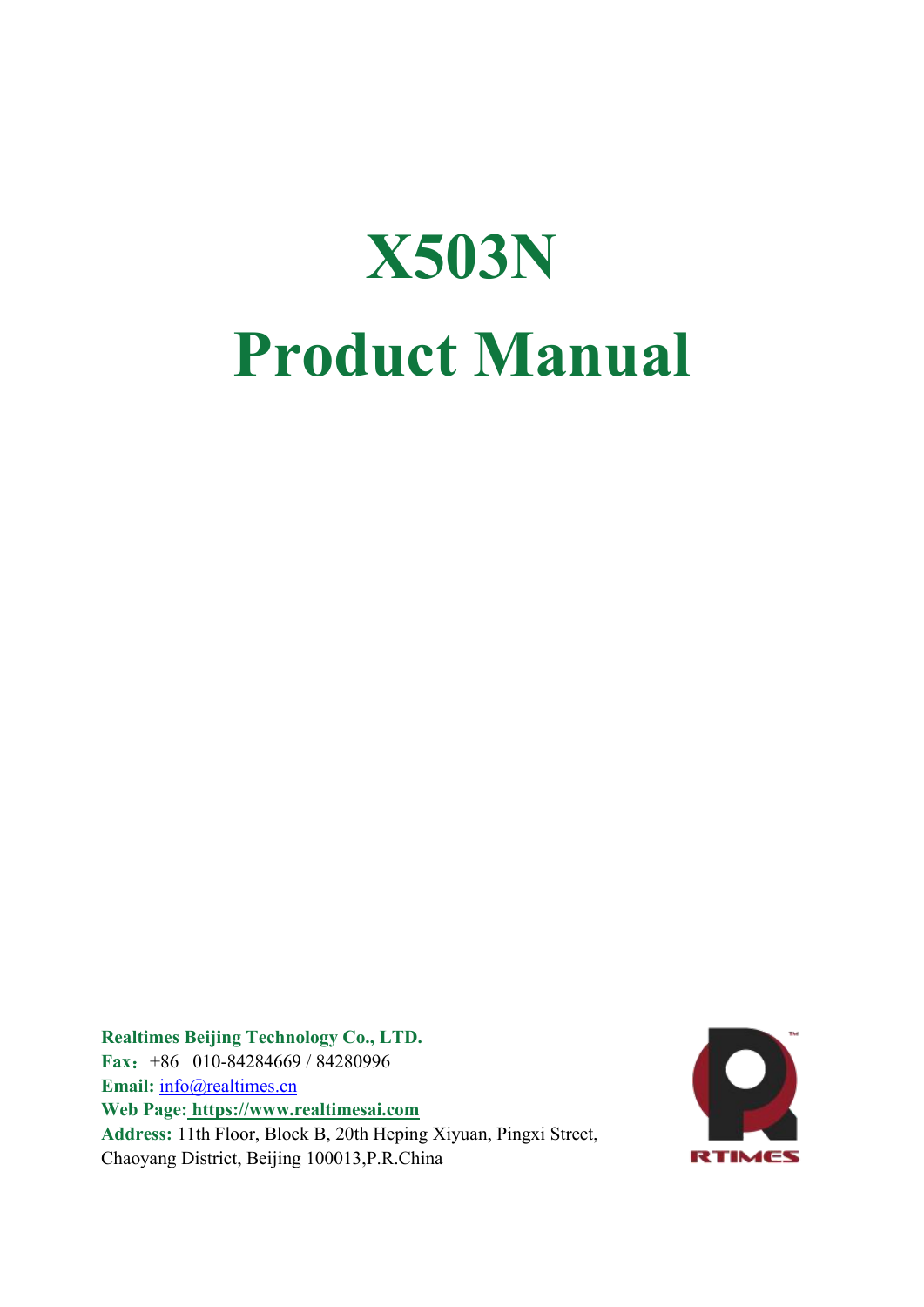# X503N

# Product Manual

**Realtimes Beijing Technology Co., LTD.**
**Fax：**+86 010-84284669 / 84280996
**Email:** info@realtimes.cn
**Web Page: https://www.realtimesai.com**
**Address:** 11th Floor, Block B, 20th Heping Xiyuan, Pingxi Street, Chaoyang District, Beijing 100013,P.R.China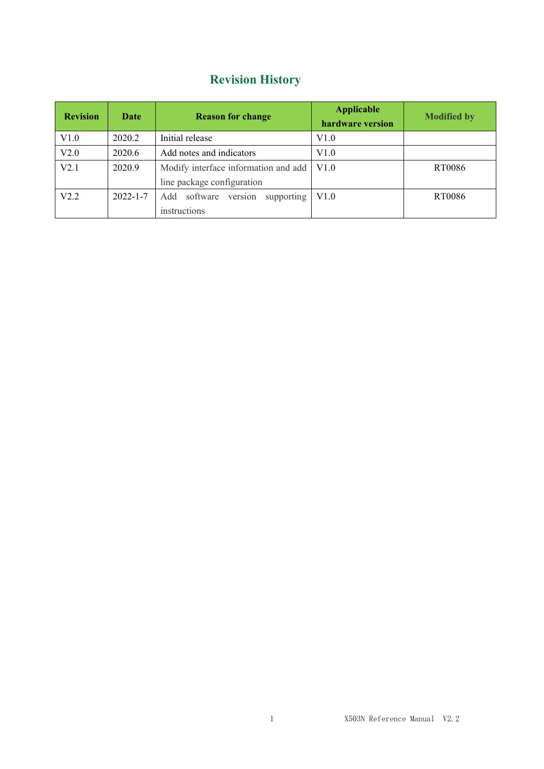# Revision History

| Revision | Date | Reason for change | Applicable hardware version | Modified by |
| --- | --- | --- | --- | --- |
| V1.0 | 2020.2 | Initial release | V1.0 | |
| V2.0 | 2020.6 | Add notes and indicators | V1.0 | |
| V2.1 | 2020.9 | Modify interface information and add line package configuration | V1.0 | RT0086 |
| V2.2 | 2022-1-7 | Add software version supporting instructions | V1.0 | RT0086 |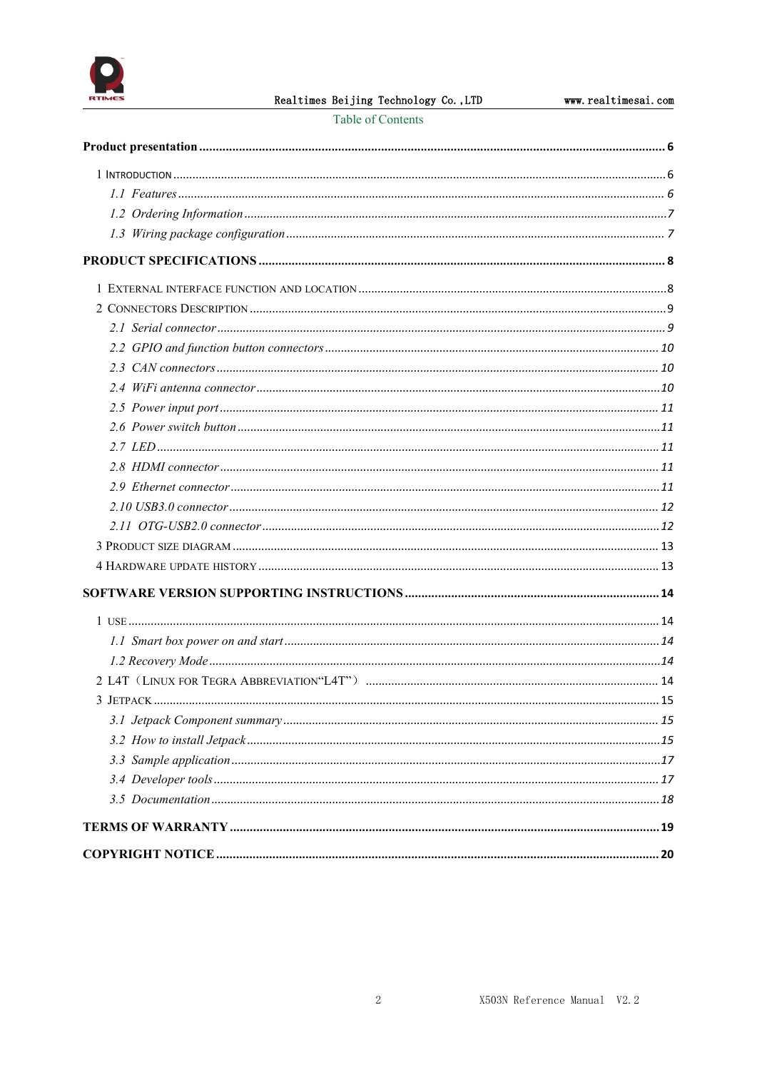Table of Contents

**Product presentation** ........................................................ **6**

1 INTRODUCTION ........................................................ 6

*1.1 Features* ........................................................ *6*

*1.2 Ordering Information* ........................................................ *7*

*1.3 Wiring package configuration* ........................................................ *7*

**PRODUCT SPECIFICATIONS** ........................................................ **8**

1 EXTERNAL INTERFACE FUNCTION AND LOCATION ........................................................ 8

2 CONNECTORS DESCRIPTION ........................................................ 9

*2.1 Serial connector* ........................................................ *9*

*2.2 GPIO and function button connectors* ........................................................ *10*

*2.3 CAN connectors* ........................................................ *10*

*2.4 WiFi antenna connector* ........................................................ *10*

*2.5 Power input port* ........................................................ *11*

*2.6 Power switch button* ........................................................ *11*

*2.7 LED* ........................................................ *11*

*2.8 HDMI connector* ........................................................ *11*

*2.9 Ethernet connector* ........................................................ *11*

*2.10 USB3.0 connector* ........................................................ *12*

*2.11 OTG-USB2.0 connector* ........................................................ *12*

3 PRODUCT SIZE DIAGRAM ........................................................ 13

4 HARDWARE UPDATE HISTORY ........................................................ 13

**SOFTWARE VERSION SUPPORTING INSTRUCTIONS** ........................................................ **14**

1 USE ........................................................ 14

*1.1 Smart box power on and start* ........................................................ *14*

*1.2 Recovery Mode* ........................................................ *14*

2 L4T（LINUX FOR TEGRA ABBREVIATION"L4T"） ........................................................ 14

3 JETPACK ........................................................ 15

*3.1 Jetpack Component summary* ........................................................ *15*

*3.2 How to install Jetpack* ........................................................ *15*

*3.3 Sample application* ........................................................ *17*

*3.4 Developer tools* ........................................................ *17*

*3.5 Documentation* ........................................................ *18*

**TERMS OF WARRANTY** ........................................................ **19**

**COPYRIGHT NOTICE** ........................................................ **20**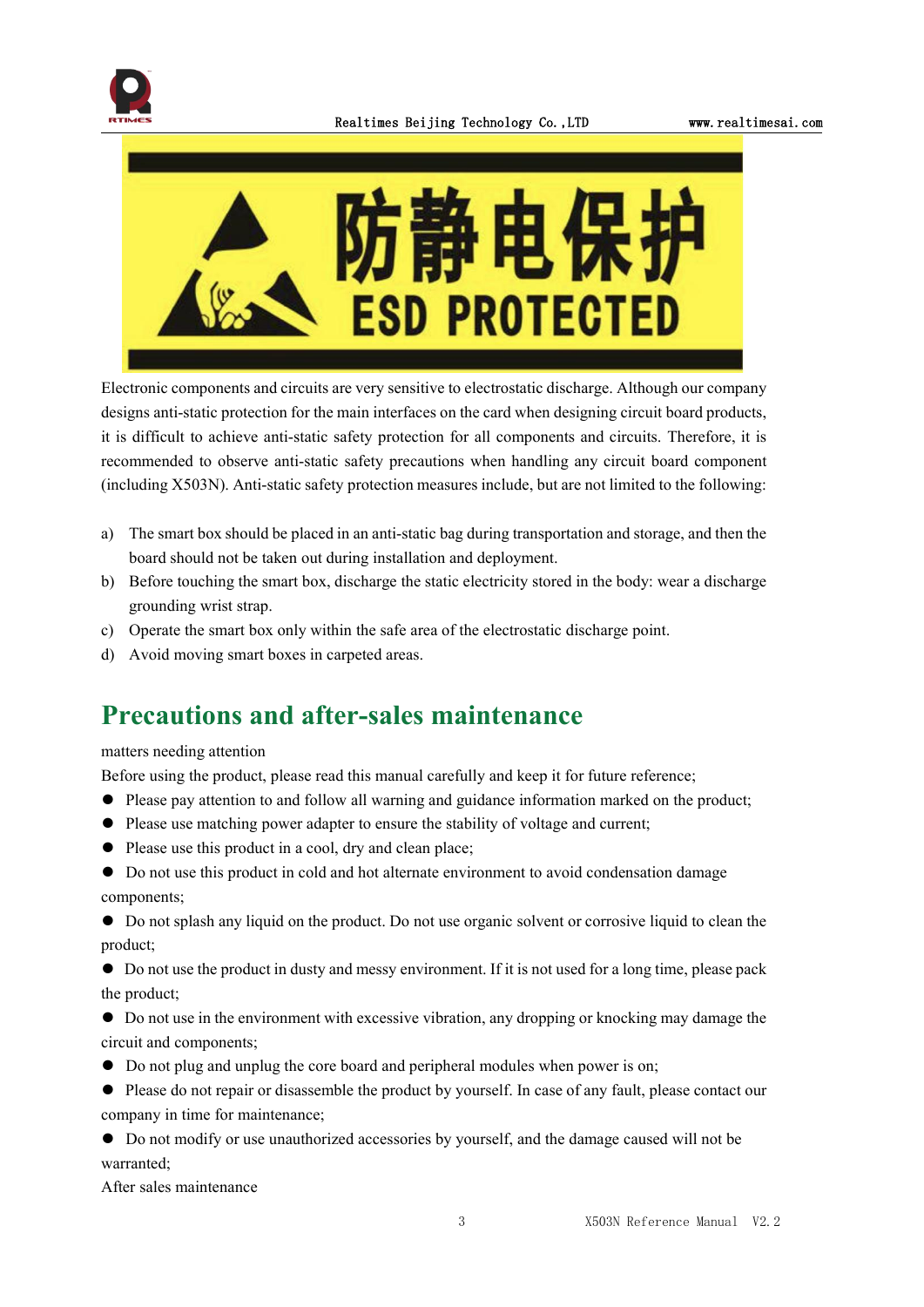Electronic components and circuits are very sensitive to electrostatic discharge. Although our company designs anti-static protection for the main interfaces on the card when designing circuit board products, it is difficult to achieve anti-static safety protection for all components and circuits. Therefore, it is recommended to observe anti-static safety precautions when handling any circuit board component (including X503N). Anti-static safety protection measures include, but are not limited to the following:

a) The smart box should be placed in an anti-static bag during transportation and storage, and then the board should not be taken out during installation and deployment.
b) Before touching the smart box, discharge the static electricity stored in the body: wear a discharge grounding wrist strap.
c) Operate the smart box only within the safe area of the electrostatic discharge point.
d) Avoid moving smart boxes in carpeted areas.

# Precautions and after-sales maintenance

matters needing attention

Before using the product, please read this manual carefully and keep it for future reference;

- Please pay attention to and follow all warning and guidance information marked on the product;
- Please use matching power adapter to ensure the stability of voltage and current;
- Please use this product in a cool, dry and clean place;
- Do not use this product in cold and hot alternate environment to avoid condensation damage components;
- Do not splash any liquid on the product. Do not use organic solvent or corrosive liquid to clean the product;
- Do not use the product in dusty and messy environment. If it is not used for a long time, please pack the product;
- Do not use in the environment with excessive vibration, any dropping or knocking may damage the circuit and components;
- Do not plug and unplug the core board and peripheral modules when power is on;
- Please do not repair or disassemble the product by yourself. In case of any fault, please contact our company in time for maintenance;
- Do not modify or use unauthorized accessories by yourself, and the damage caused will not be warranted;

After sales maintenance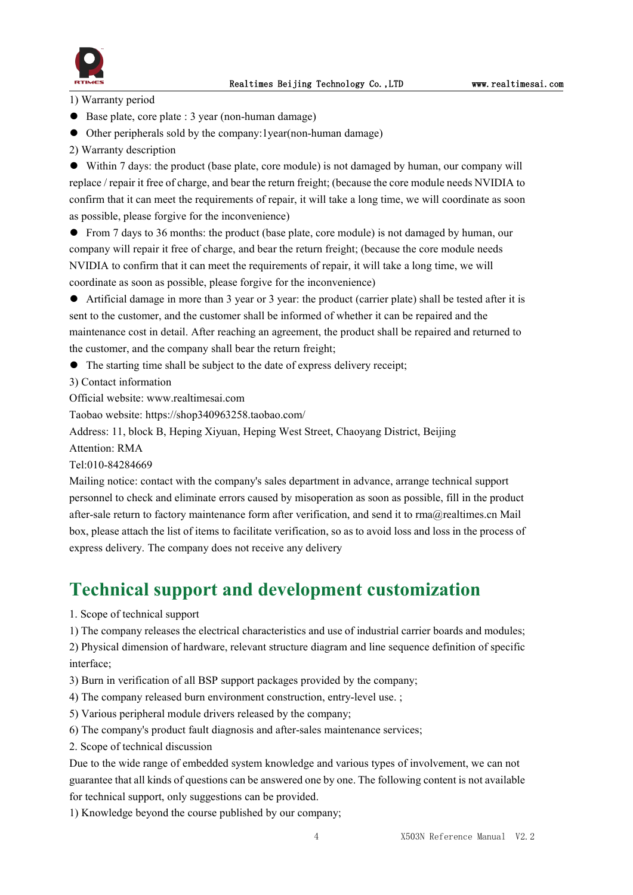1) Warranty period

- Base plate, core plate : 3 year (non-human damage)
- Other peripherals sold by the company:1year(non-human damage)

2) Warranty description

- Within 7 days: the product (base plate, core module) is not damaged by human, our company will replace / repair it free of charge, and bear the return freight; (because the core module needs NVIDIA to confirm that it can meet the requirements of repair, it will take a long time, we will coordinate as soon as possible, please forgive for the inconvenience)
- From 7 days to 36 months: the product (base plate, core module) is not damaged by human, our company will repair it free of charge, and bear the return freight; (because the core module needs NVIDIA to confirm that it can meet the requirements of repair, it will take a long time, we will coordinate as soon as possible, please forgive for the inconvenience)
- Artificial damage in more than 3 year or 3 year: the product (carrier plate) shall be tested after it is sent to the customer, and the customer shall be informed of whether it can be repaired and the maintenance cost in detail. After reaching an agreement, the product shall be repaired and returned to the customer, and the company shall bear the return freight;
- The starting time shall be subject to the date of express delivery receipt;

3) Contact information

Official website: www.realtimesai.com

Taobao website: https://shop340963258.taobao.com/

Address: 11, block B, Heping Xiyuan, Heping West Street, Chaoyang District, Beijing

Attention: RMA

Tel:010-84284669

Mailing notice: contact with the company's sales department in advance, arrange technical support personnel to check and eliminate errors caused by misoperation as soon as possible, fill in the product after-sale return to factory maintenance form after verification, and send it to rma@realtimes.cn Mail box, please attach the list of items to facilitate verification, so as to avoid loss and loss in the process of express delivery. The company does not receive any delivery

# Technical support and development customization

1. Scope of technical support

1) The company releases the electrical characteristics and use of industrial carrier boards and modules;

2) Physical dimension of hardware, relevant structure diagram and line sequence definition of specific interface;

3) Burn in verification of all BSP support packages provided by the company;

4) The company released burn environment construction, entry-level use. ;

5) Various peripheral module drivers released by the company;

6) The company's product fault diagnosis and after-sales maintenance services;

2. Scope of technical discussion

Due to the wide range of embedded system knowledge and various types of involvement, we can not guarantee that all kinds of questions can be answered one by one. The following content is not available for technical support, only suggestions can be provided.

1) Knowledge beyond the course published by our company;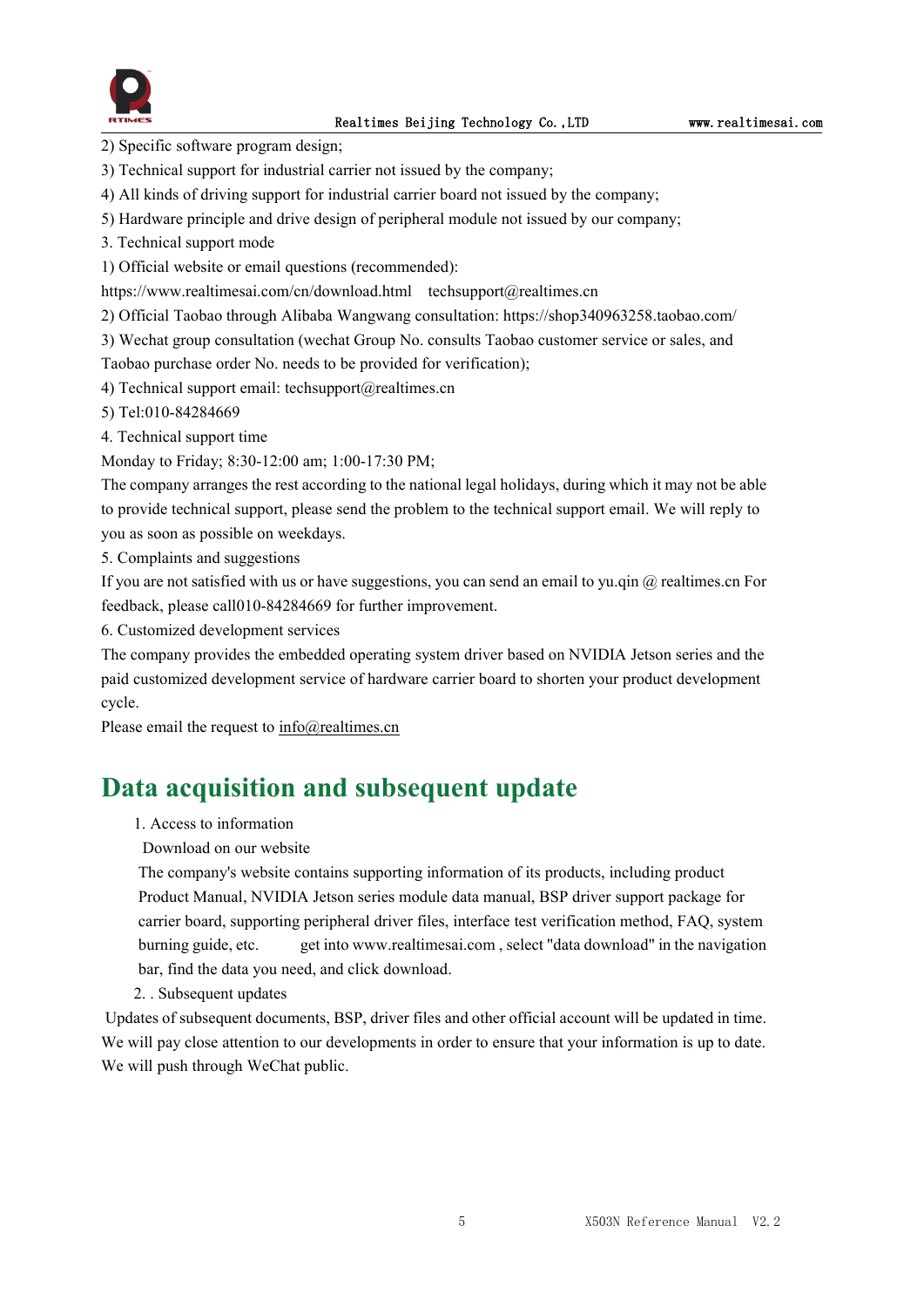2) Specific software program design;

3) Technical support for industrial carrier not issued by the company;

4) All kinds of driving support for industrial carrier board not issued by the company;

5) Hardware principle and drive design of peripheral module not issued by our company;

3. Technical support mode

1) Official website or email questions (recommended):

https://www.realtimesai.com/cn/download.html techsupport@realtimes.cn

2) Official Taobao through Alibaba Wangwang consultation: https://shop340963258.taobao.com/

3) Wechat group consultation (wechat Group No. consults Taobao customer service or sales, and Taobao purchase order No. needs to be provided for verification);

4) Technical support email: techsupport@realtimes.cn

5) Tel:010-84284669

4. Technical support time

Monday to Friday; 8:30-12:00 am; 1:00-17:30 PM;

The company arranges the rest according to the national legal holidays, during which it may not be able to provide technical support, please send the problem to the technical support email. We will reply to you as soon as possible on weekdays.

5. Complaints and suggestions

If you are not satisfied with us or have suggestions, you can send an email to yu.qin @ realtimes.cn For feedback, please call010-84284669 for further improvement.

6. Customized development services

The company provides the embedded operating system driver based on NVIDIA Jetson series and the paid customized development service of hardware carrier board to shorten your product development cycle.

Please email the request to info@realtimes.cn

# Data acquisition and subsequent update

1. Access to information

Download on our website

The company's website contains supporting information of its products, including product Product Manual, NVIDIA Jetson series module data manual, BSP driver support package for carrier board, supporting peripheral driver files, interface test verification method, FAQ, system burning guide, etc. get into www.realtimesai.com , select "data download" in the navigation bar, find the data you need, and click download.

2. . Subsequent updates

Updates of subsequent documents, BSP, driver files and other official account will be updated in time. We will pay close attention to our developments in order to ensure that your information is up to date. We will push through WeChat public.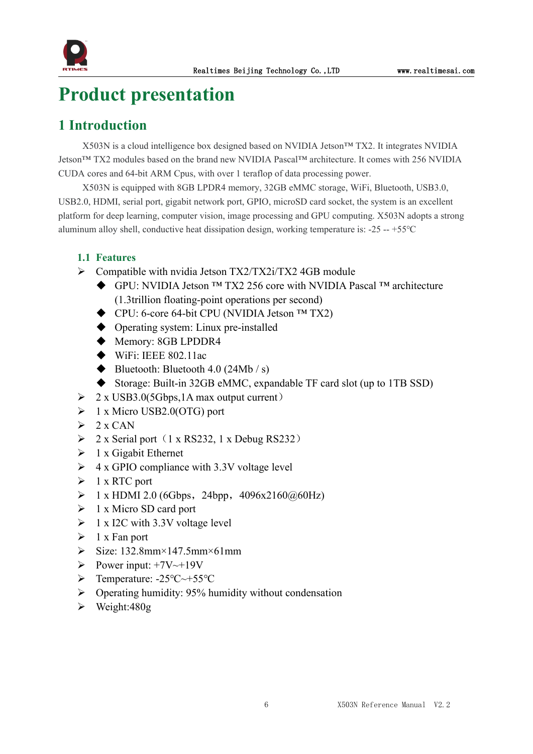# Product presentation

## 1 Introduction

X503N is a cloud intelligence box designed based on NVIDIA Jetson™ TX2. It integrates NVIDIA Jetson™ TX2 modules based on the brand new NVIDIA Pascal™ architecture. It comes with 256 NVIDIA CUDA cores and 64-bit ARM Cpus, with over 1 teraflop of data processing power.

X503N is equipped with 8GB LPDR4 memory, 32GB eMMC storage, WiFi, Bluetooth, USB3.0, USB2.0, HDMI, serial port, gigabit network port, GPIO, microSD card socket, the system is an excellent platform for deep learning, computer vision, image processing and GPU computing. X503N adopts a strong aluminum alloy shell, conductive heat dissipation design, working temperature is: -25 -- +55℃

### 1.1 Features

- Compatible with nvidia Jetson TX2/TX2i/TX2 4GB module
  - GPU: NVIDIA Jetson ™ TX2 256 core with NVIDIA Pascal ™ architecture (1.3trillion floating-point operations per second)
  - CPU: 6-core 64-bit CPU (NVIDIA Jetson ™ TX2)
  - Operating system: Linux pre-installed
  - Memory: 8GB LPDDR4
  - WiFi: IEEE 802.11ac
  - Bluetooth: Bluetooth 4.0 (24Mb / s)
  - Storage: Built-in 32GB eMMC, expandable TF card slot (up to 1TB SSD)
- 2 x USB3.0(5Gbps,1A max output current）
- 1 x Micro USB2.0(OTG) port
- 2 x CAN
- 2 x Serial port（1 x RS232, 1 x Debug RS232）
- 1 x Gigabit Ethernet
- 4 x GPIO compliance with 3.3V voltage level
- 1 x RTC port
- 1 x HDMI 2.0 (6Gbps，24bpp，4096x2160@60Hz)
- 1 x Micro SD card port
- 1 x I2C with 3.3V voltage level
- 1 x Fan port
- Size: 132.8mm×147.5mm×61mm
- Power input: +7V~+19V
- Temperature: -25℃~+55℃
- Operating humidity: 95% humidity without condensation
- Weight:480g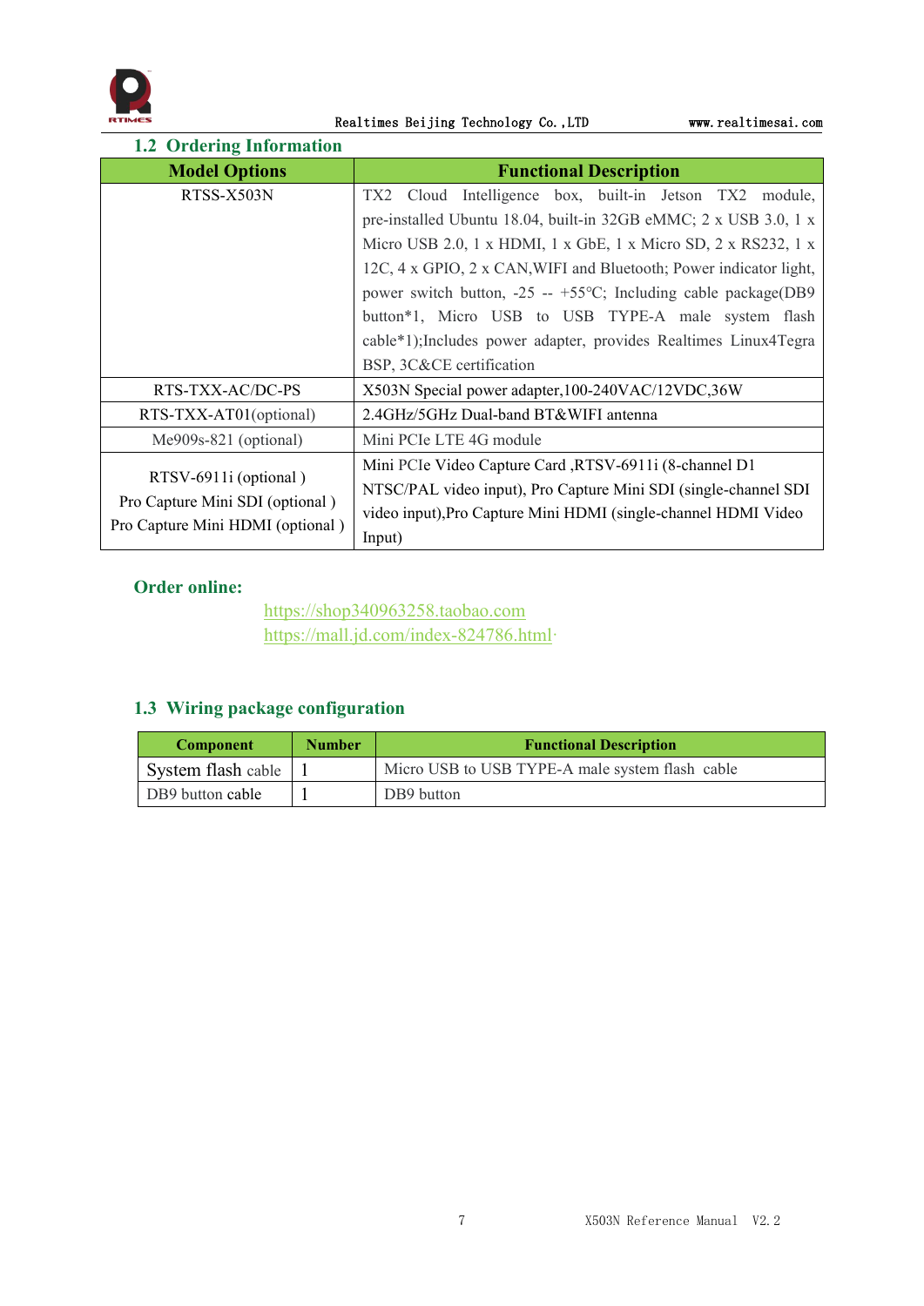## 1.2 Ordering Information

| Model Options | Functional Description |
|---|---|
| RTSS-X503N | TX2 Cloud Intelligence box, built-in Jetson TX2 module, pre-installed Ubuntu 18.04, built-in 32GB eMMC; 2 x USB 3.0, 1 x Micro USB 2.0, 1 x HDMI, 1 x GbE, 1 x Micro SD, 2 x RS232, 1 x I2C, 4 x GPIO, 2 x CAN,WIFI and Bluetooth; Power indicator light, power switch button, -25 -- +55°C; Including cable package(DB9 button*1, Micro USB to USB TYPE-A male system flash cable*1);Includes power adapter, provides Realtimes Linux4Tegra BSP, 3C&CE certification |
| RTS-TXX-AC/DC-PS | X503N Special power adapter,100-240VAC/12VDC,36W |
| RTS-TXX-AT01(optional) | 2.4GHz/5GHz Dual-band BT&WIFI antenna |
| Me909s-821 (optional) | Mini PCIe LTE 4G module |
| RTSV-6911i (optional ) Pro Capture Mini SDI (optional ) Pro Capture Mini HDMI (optional ) | Mini PCIe Video Capture Card ,RTSV-6911i (8-channel D1 NTSC/PAL video input), Pro Capture Mini SDI (single-channel SDI video input),Pro Capture Mini HDMI (single-channel HDMI Video Input) |

**Order online:**

https://shop340963258.taobao.com
https://mall.jd.com/index-824786.html

## 1.3 Wiring package configuration

| Component | Number | Functional Description |
|---|---|---|
| System flash cable | 1 | Micro USB to USB TYPE-A male system flash cable |
| DB9 button cable | 1 | DB9 button |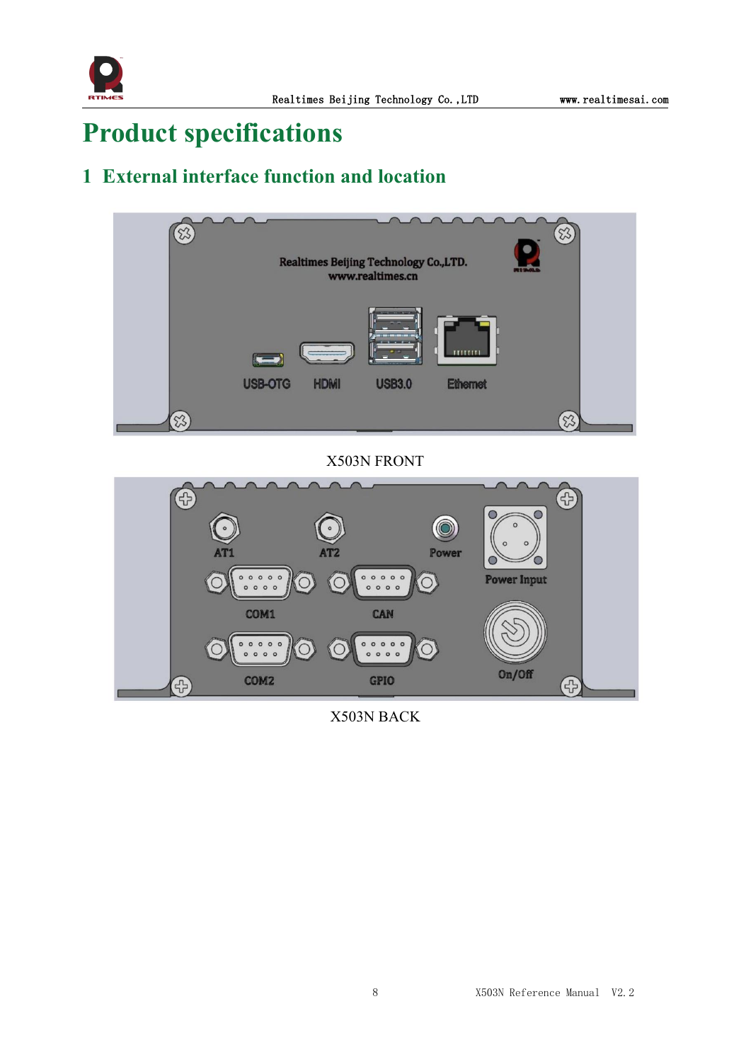# Product specifications

## 1 External interface function and location

X503N FRONT

X503N BACK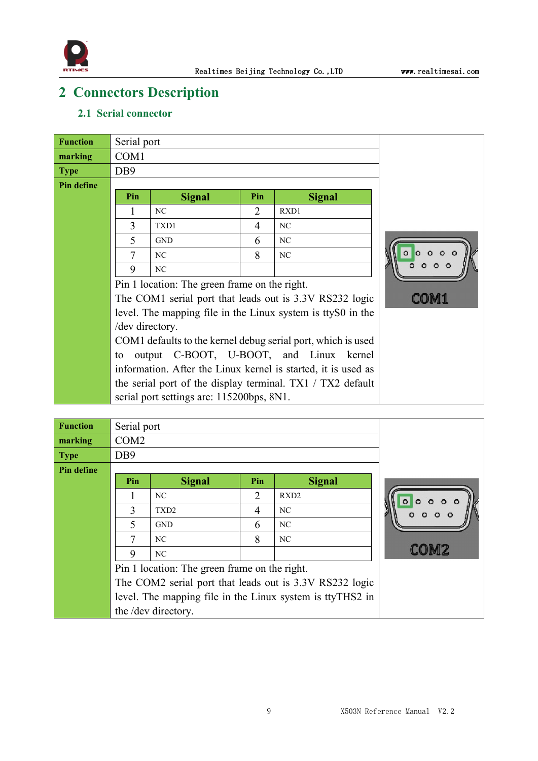# 2 Connectors Description

## 2.1 Serial connector

| Function | Serial port |
|---|---|
| marking | COM1 |
| Type | DB9 |
| Pin define | (see pin table below) |

| Pin | Signal | Pin | Signal |
|---|---|---|---|
| 1 | NC | 2 | RXD1 |
| 3 | TXD1 | 4 | NC |
| 5 | GND | 6 | NC |
| 7 | NC | 8 | NC |
| 9 | NC | | |

Pin 1 location: The green frame on the right.

The COM1 serial port that leads out is 3.3V RS232 logic level. The mapping file in the Linux system is ttyS0 in the /dev directory.

COM1 defaults to the kernel debug serial port, which is used to output C-BOOT, U-BOOT, and Linux kernel information. After the Linux kernel is started, it is used as the serial port of the display terminal. TX1 / TX2 default serial port settings are: 115200bps, 8N1.

COM1

| Function | Serial port |
|---|---|
| marking | COM2 |
| Type | DB9 |
| Pin define | (see pin table below) |

| Pin | Signal | Pin | Signal |
|---|---|---|---|
| 1 | NC | 2 | RXD2 |
| 3 | TXD2 | 4 | NC |
| 5 | GND | 6 | NC |
| 7 | NC | 8 | NC |
| 9 | NC | | |

Pin 1 location: The green frame on the right.

The COM2 serial port that leads out is 3.3V RS232 logic level. The mapping file in the Linux system is ttyTHS2 in the /dev directory.

COM2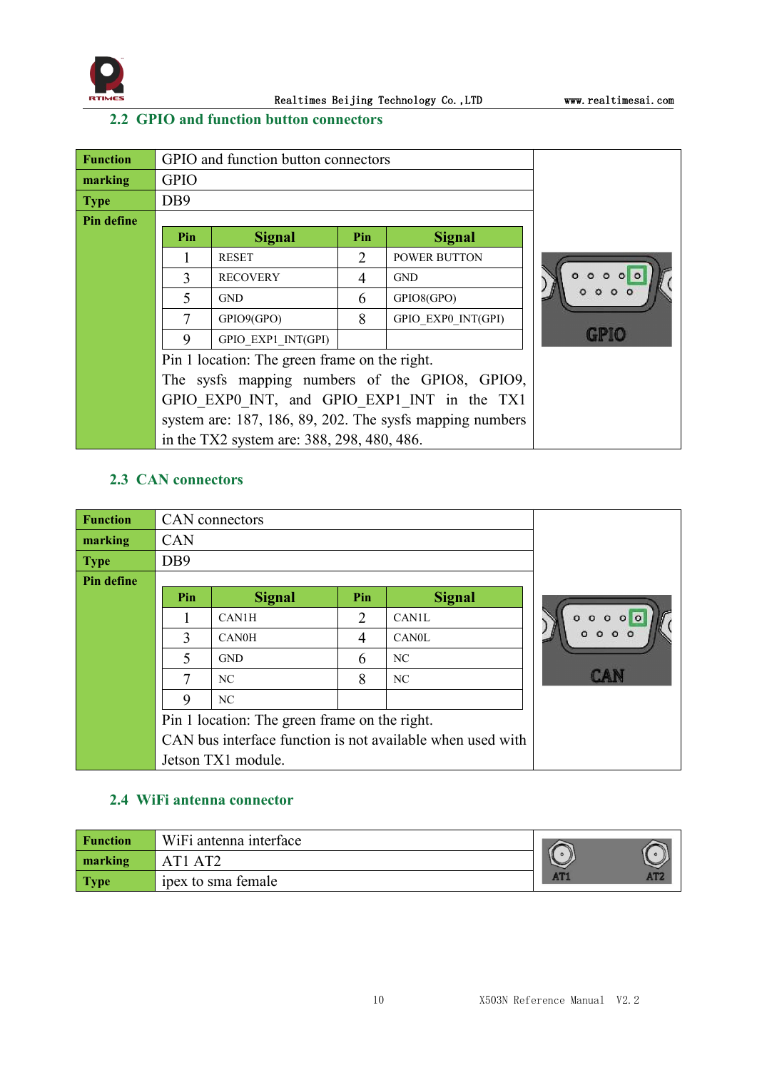## 2.2 GPIO and function button connectors

| **Function** | GPIO and function button connectors |
|---|---|
| **marking** | GPIO |
| **Type** | DB9 |
| **Pin define** | |

| Pin | Signal | Pin | Signal |
|---|---|---|---|
| 1 | RESET | 2 | POWER BUTTON |
| 3 | RECOVERY | 4 | GND |
| 5 | GND | 6 | GPIO8(GPO) |
| 7 | GPIO9(GPO) | 8 | GPIO_EXP0_INT(GPI) |
| 9 | GPIO_EXP1_INT(GPI) | | |

Pin 1 location: The green frame on the right.

The sysfs mapping numbers of the GPIO8, GPIO9, GPIO_EXP0_INT, and GPIO_EXP1_INT in the TX1 system are: 187, 186, 89, 202. The sysfs mapping numbers in the TX2 system are: 388, 298, 480, 486.

## 2.3 CAN connectors

| **Function** | CAN connectors |
|---|---|
| **marking** | CAN |
| **Type** | DB9 |
| **Pin define** | |

| Pin | Signal | Pin | Signal |
|---|---|---|---|
| 1 | CAN1H | 2 | CAN1L |
| 3 | CAN0H | 4 | CAN0L |
| 5 | GND | 6 | NC |
| 7 | NC | 8 | NC |
| 9 | NC | | |

Pin 1 location: The green frame on the right.

CAN bus interface function is not available when used with Jetson TX1 module.

## 2.4 WiFi antenna connector

| **Function** | WiFi antenna interface |
|---|---|
| **marking** | AT1 AT2 |
| **Type** | ipex to sma female |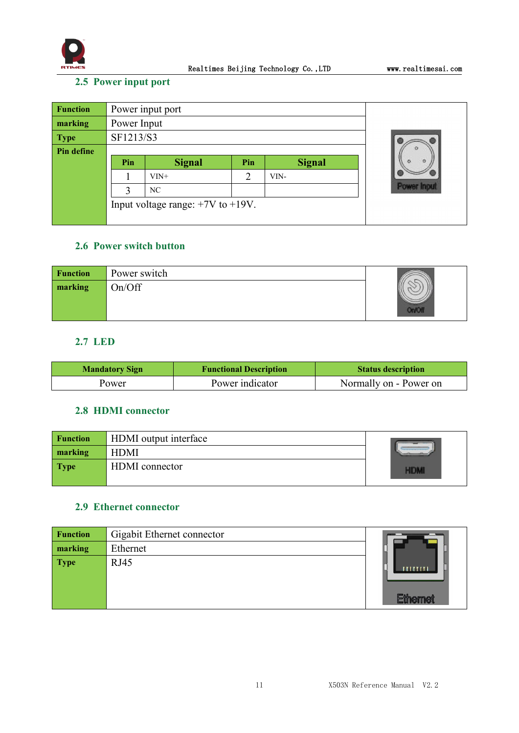## 2.5 Power input port

| Function | Power input port |
|---|---|
| marking | Power Input |
| Type | SF1213/S3 |
| Pin define | (see pin table below) Input voltage range: +7V to +19V. |

| Pin | Signal | Pin | Signal |
|---|---|---|---|
| 1 | VIN+ | 2 | VIN- |
| 3 | NC | | |

## 2.6 Power switch button

| Function | Power switch |
|---|---|
| marking | On/Off |

## 2.7 LED

| Mandatory Sign | Functional Description | Status description |
|---|---|---|
| Power | Power indicator | Normally on - Power on |

## 2.8 HDMI connector

| Function | HDMI output interface |
|---|---|
| marking | HDMI |
| Type | HDMI connector |

## 2.9 Ethernet connector

| Function | Gigabit Ethernet connector |
|---|---|
| marking | Ethernet |
| Type | RJ45 |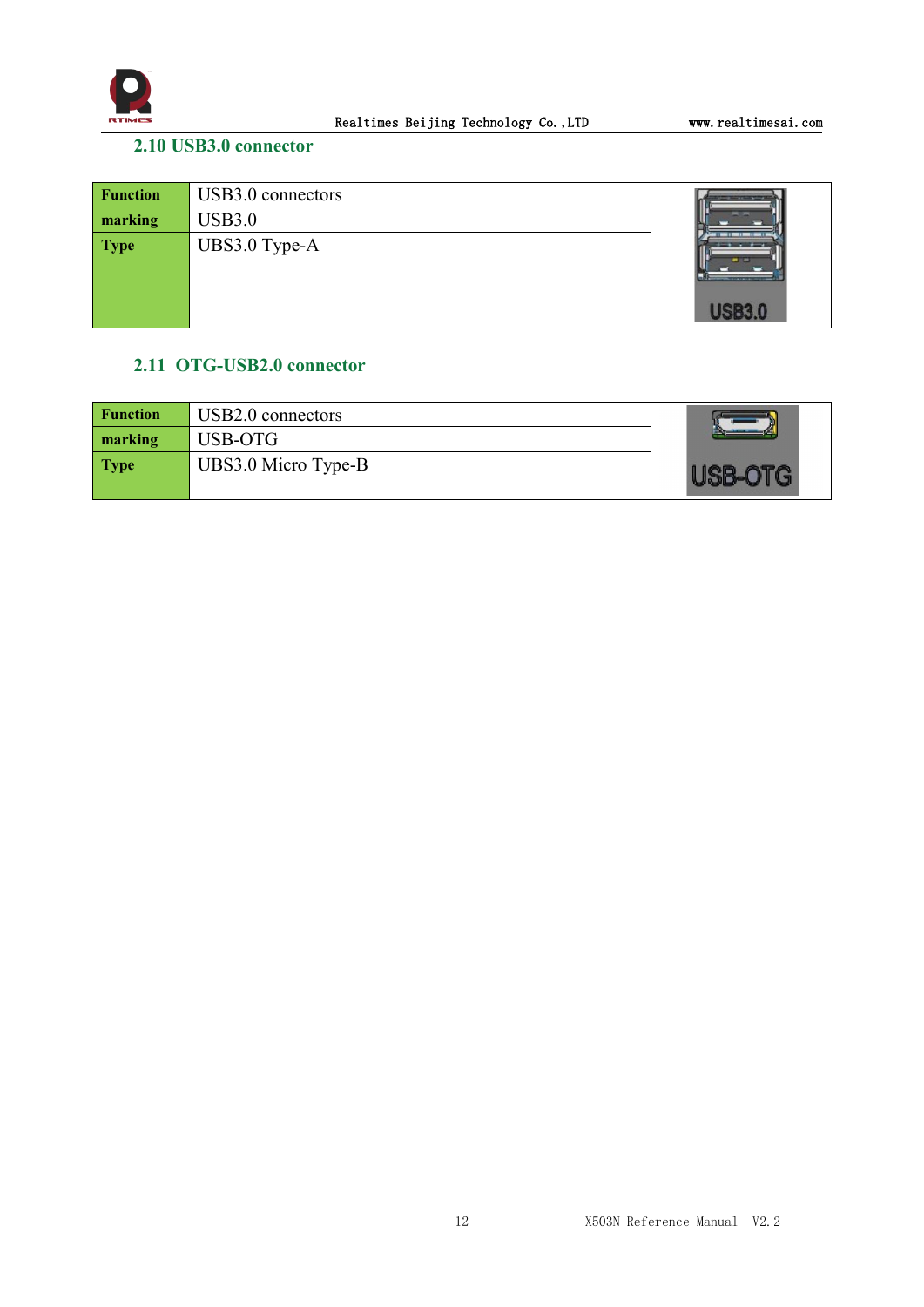### 2.10 USB3.0 connector

| Function | USB3.0 connectors |
| --- | --- |
| marking | USB3.0 |
| Type | UBS3.0 Type-A |

### 2.11 OTG-USB2.0 connector

| Function | USB2.0 connectors |
| --- | --- |
| marking | USB-OTG |
| Type | UBS3.0 Micro Type-B |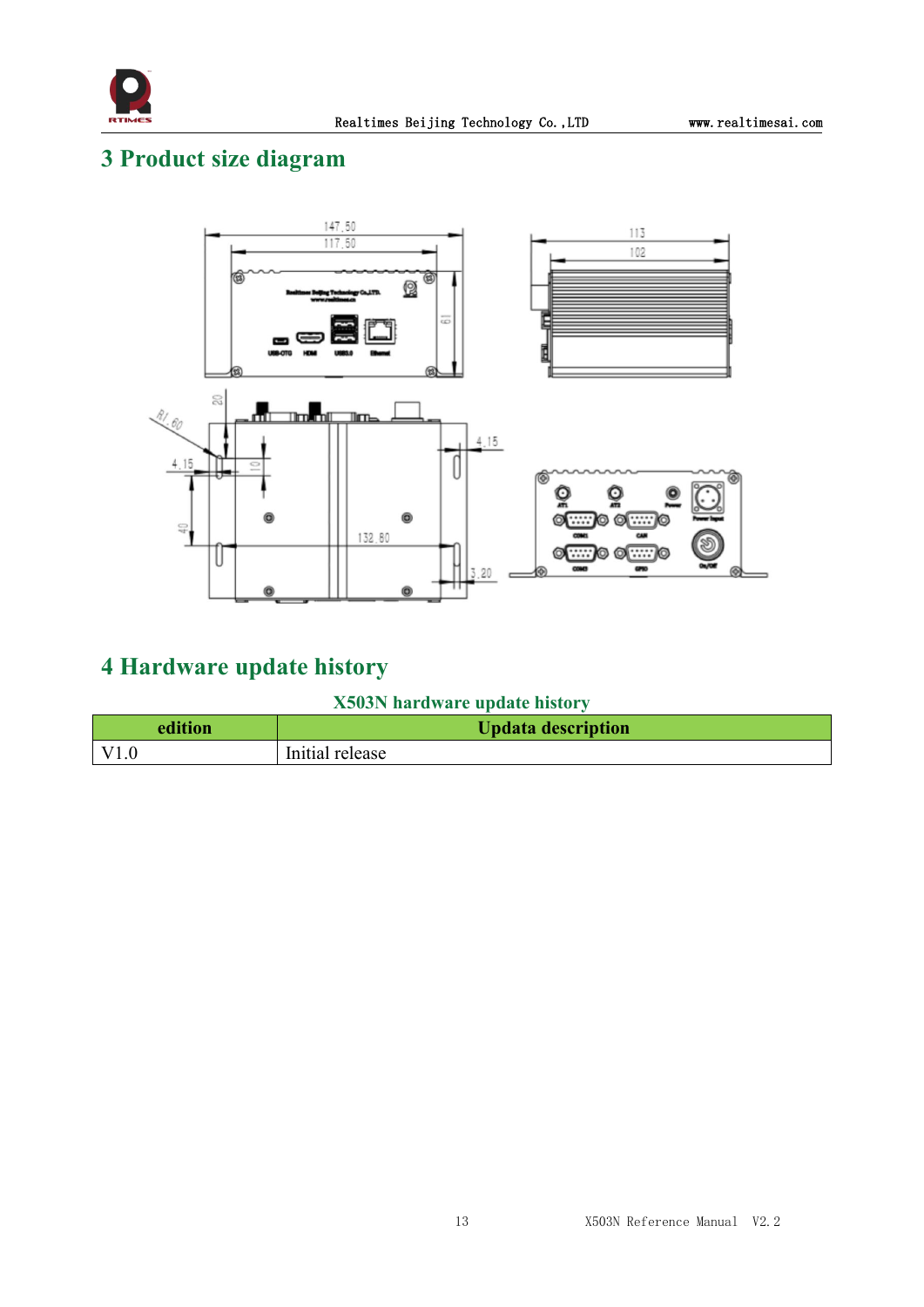# 3 Product size diagram

# 4 Hardware update history

**X503N hardware update history**

| edition | Updata description |
|---|---|
| V1.0 | Initial release |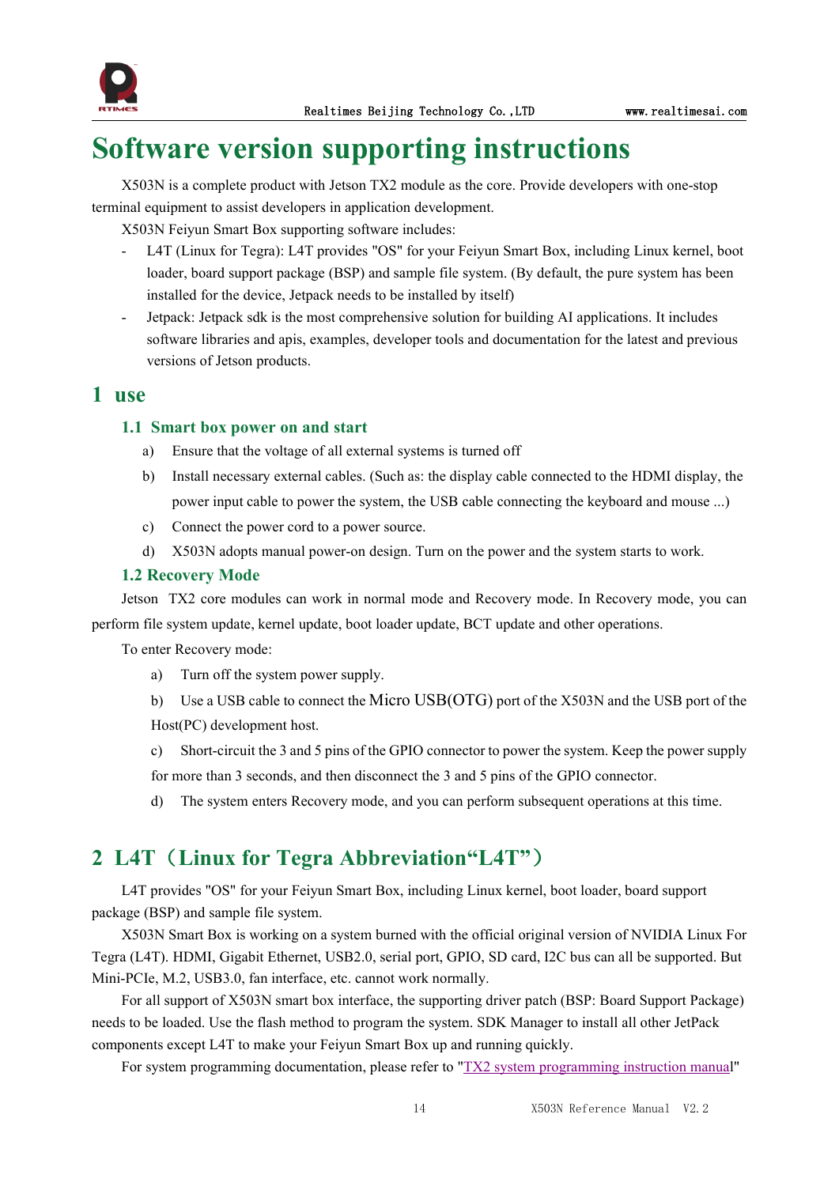# Software version supporting instructions

X503N is a complete product with Jetson TX2 module as the core. Provide developers with one-stop terminal equipment to assist developers in application development.

X503N Feiyun Smart Box supporting software includes:

- L4T (Linux for Tegra): L4T provides "OS" for your Feiyun Smart Box, including Linux kernel, boot loader, board support package (BSP) and sample file system. (By default, the pure system has been installed for the device, Jetpack needs to be installed by itself)
- Jetpack: Jetpack sdk is the most comprehensive solution for building AI applications. It includes software libraries and apis, examples, developer tools and documentation for the latest and previous versions of Jetson products.

## 1 use

### 1.1 Smart box power on and start

a) Ensure that the voltage of all external systems is turned off

b) Install necessary external cables. (Such as: the display cable connected to the HDMI display, the power input cable to power the system, the USB cable connecting the keyboard and mouse ...)

c) Connect the power cord to a power source.

d) X503N adopts manual power-on design. Turn on the power and the system starts to work.

### 1.2 Recovery Mode

Jetson TX2 core modules can work in normal mode and Recovery mode. In Recovery mode, you can perform file system update, kernel update, boot loader update, BCT update and other operations.

To enter Recovery mode:

a) Turn off the system power supply.

b) Use a USB cable to connect the Micro USB(OTG) port of the X503N and the USB port of the Host(PC) development host.

c) Short-circuit the 3 and 5 pins of the GPIO connector to power the system. Keep the power supply for more than 3 seconds, and then disconnect the 3 and 5 pins of the GPIO connector.

d) The system enters Recovery mode, and you can perform subsequent operations at this time.

## 2 L4T（Linux for Tegra Abbreviation“L4T”）

L4T provides "OS" for your Feiyun Smart Box, including Linux kernel, boot loader, board support package (BSP) and sample file system.

X503N Smart Box is working on a system burned with the official original version of NVIDIA Linux For Tegra (L4T). HDMI, Gigabit Ethernet, USB2.0, serial port, GPIO, SD card, I2C bus can all be supported. But Mini-PCIe, M.2, USB3.0, fan interface, etc. cannot work normally.

For all support of X503N smart box interface, the supporting driver patch (BSP: Board Support Package) needs to be loaded. Use the flash method to program the system. SDK Manager to install all other JetPack components except L4T to make your Feiyun Smart Box up and running quickly.

For system programming documentation, please refer to "TX2 system programming instruction manual"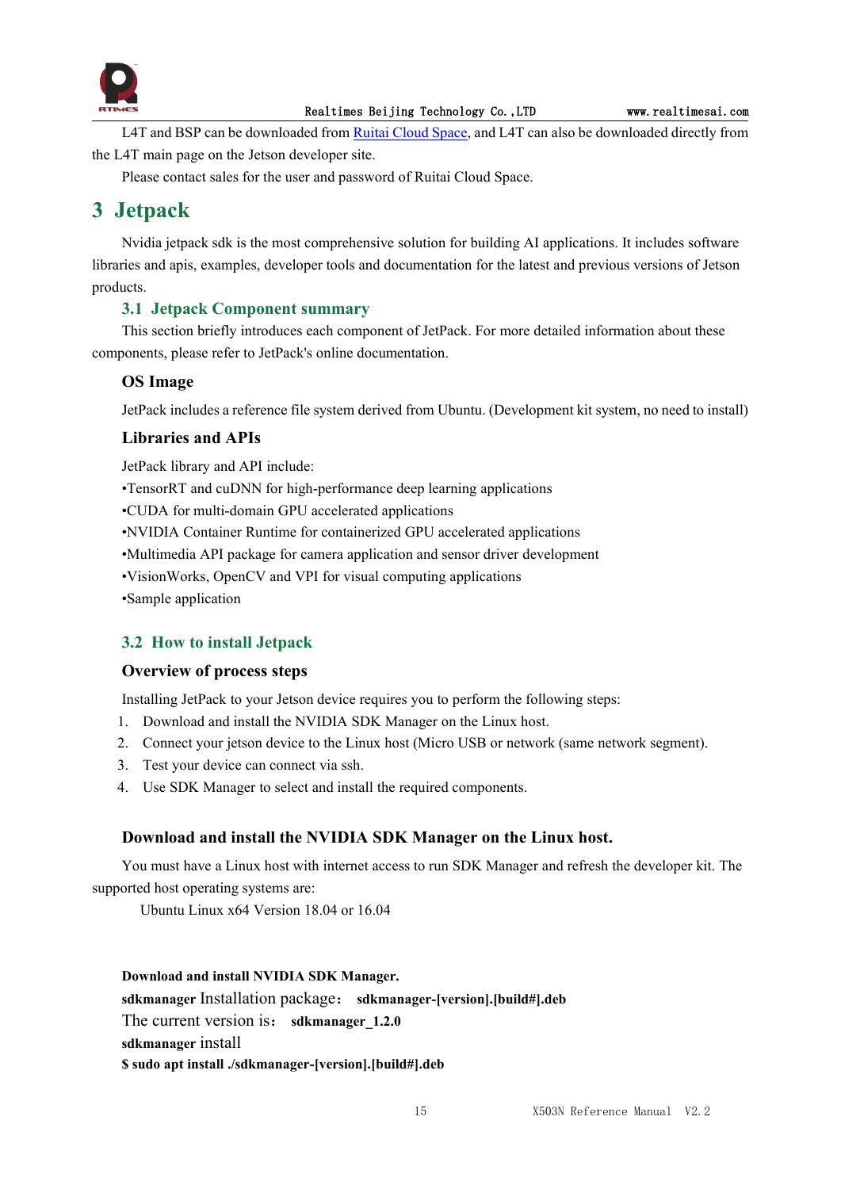L4T and BSP can be downloaded from Ruitai Cloud Space, and L4T can also be downloaded directly from the L4T main page on the Jetson developer site.

Please contact sales for the user and password of Ruitai Cloud Space.

# 3 Jetpack

Nvidia jetpack sdk is the most comprehensive solution for building AI applications. It includes software libraries and apis, examples, developer tools and documentation for the latest and previous versions of Jetson products.

## 3.1 Jetpack Component summary

This section briefly introduces each component of JetPack. For more detailed information about these components, please refer to JetPack's online documentation.

### OS Image

JetPack includes a reference file system derived from Ubuntu. (Development kit system, no need to install)

### Libraries and APIs

JetPack library and API include:

•TensorRT and cuDNN for high-performance deep learning applications

•CUDA for multi-domain GPU accelerated applications

•NVIDIA Container Runtime for containerized GPU accelerated applications

•Multimedia API package for camera application and sensor driver development

•VisionWorks, OpenCV and VPI for visual computing applications

•Sample application

## 3.2 How to install Jetpack

### Overview of process steps

Installing JetPack to your Jetson device requires you to perform the following steps:

1. Download and install the NVIDIA SDK Manager on the Linux host.
2. Connect your jetson device to the Linux host (Micro USB or network (same network segment).
3. Test your device can connect via ssh.
4. Use SDK Manager to select and install the required components.

### Download and install the NVIDIA SDK Manager on the Linux host.

You must have a Linux host with internet access to run SDK Manager and refresh the developer kit. The supported host operating systems are:

Ubuntu Linux x64 Version 18.04 or 16.04

**Download and install NVIDIA SDK Manager.**

**sdkmanager** Installation package： **sdkmanager-[version].[build#].deb**

The current version is： **sdkmanager_1.2.0**

**sdkmanager** install

**$ sudo apt install ./sdkmanager-[version].[build#].deb**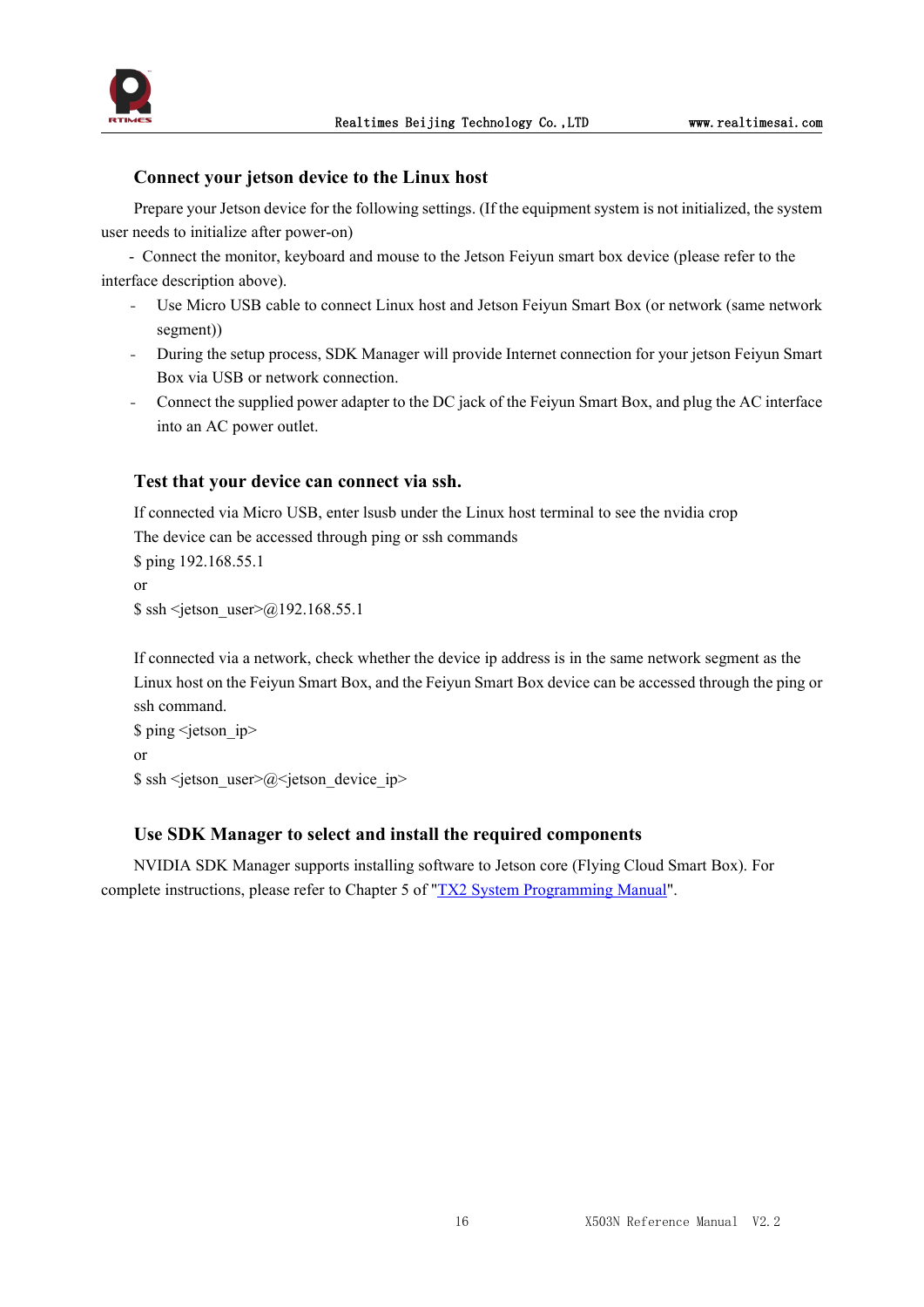### Connect your jetson device to the Linux host

Prepare your Jetson device for the following settings. (If the equipment system is not initialized, the system user needs to initialize after power-on)

- Connect the monitor, keyboard and mouse to the Jetson Feiyun smart box device (please refer to the interface description above).
- Use Micro USB cable to connect Linux host and Jetson Feiyun Smart Box (or network (same network segment))
- During the setup process, SDK Manager will provide Internet connection for your jetson Feiyun Smart Box via USB or network connection.
- Connect the supplied power adapter to the DC jack of the Feiyun Smart Box, and plug the AC interface into an AC power outlet.

### Test that your device can connect via ssh.

If connected via Micro USB, enter lsusb under the Linux host terminal to see the nvidia crop

The device can be accessed through ping or ssh commands

$ ping 192.168.55.1

or

$ ssh <jetson_user>@192.168.55.1

If connected via a network, check whether the device ip address is in the same network segment as the Linux host on the Feiyun Smart Box, and the Feiyun Smart Box device can be accessed through the ping or ssh command.

$ ping <jetson_ip>

or

$ ssh <jetson_user>@<jetson_device_ip>

### Use SDK Manager to select and install the required components

NVIDIA SDK Manager supports installing software to Jetson core (Flying Cloud Smart Box). For complete instructions, please refer to Chapter 5 of "TX2 System Programming Manual".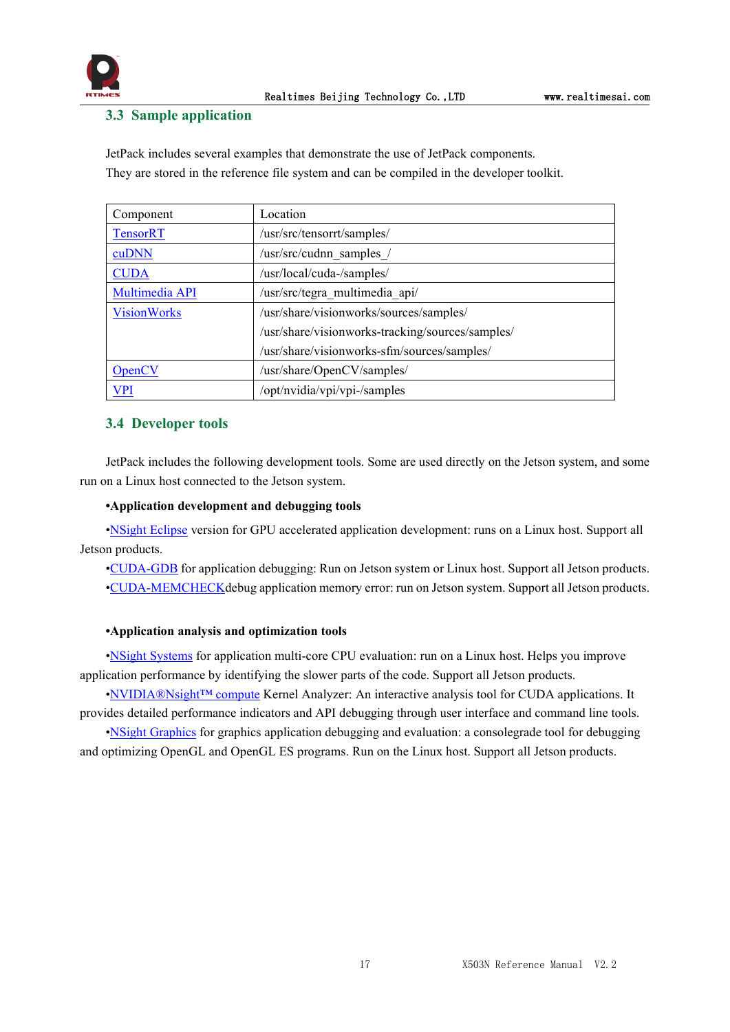### 3.3 Sample application

JetPack includes several examples that demonstrate the use of JetPack components.
They are stored in the reference file system and can be compiled in the developer toolkit.

| Component | Location |
|---|---|
| TensorRT | /usr/src/tensorrt/samples/ |
| cuDNN | /usr/src/cudnn_samples_/ |
| CUDA | /usr/local/cuda-/samples/ |
| Multimedia API | /usr/src/tegra_multimedia_api/ |
| VisionWorks | /usr/share/visionworks/sources/samples/<br>/usr/share/visionworks-tracking/sources/samples/<br>/usr/share/visionworks-sfm/sources/samples/ |
| OpenCV | /usr/share/OpenCV/samples/ |
| VPI | /opt/nvidia/vpi/vpi-/samples |

### 3.4 Developer tools

JetPack includes the following development tools. Some are used directly on the Jetson system, and some run on a Linux host connected to the Jetson system.

**•Application development and debugging tools**

•NSight Eclipse version for GPU accelerated application development: runs on a Linux host. Support all Jetson products.

•CUDA-GDB for application debugging: Run on Jetson system or Linux host. Support all Jetson products.

•CUDA-MEMCHECKdebug application memory error: run on Jetson system. Support all Jetson products.

**•Application analysis and optimization tools**

•NSight Systems for application multi-core CPU evaluation: run on a Linux host. Helps you improve application performance by identifying the slower parts of the code. Support all Jetson products.

•NVIDIA®Nsight™ compute Kernel Analyzer: An interactive analysis tool for CUDA applications. It provides detailed performance indicators and API debugging through user interface and command line tools.

•NSight Graphics for graphics application debugging and evaluation: a consolegrade tool for debugging and optimizing OpenGL and OpenGL ES programs. Run on the Linux host. Support all Jetson products.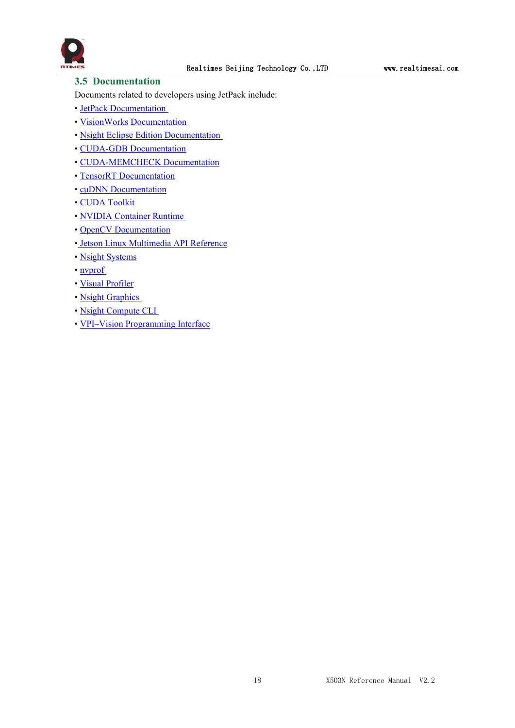## 3.5 Documentation

Documents related to developers using JetPack include:

- JetPack Documentation
- VisionWorks Documentation
- Nsight Eclipse Edition Documentation
- CUDA-GDB Documentation
- CUDA-MEMCHECK Documentation
- TensorRT Documentation
- cuDNN Documentation
- CUDA Toolkit
- NVIDIA Container Runtime
- OpenCV Documentation
- Jetson Linux Multimedia API Reference
- Nsight Systems
- nvprof
- Visual Profiler
- Nsight Graphics
- Nsight Compute CLI
- VPI–Vision Programming Interface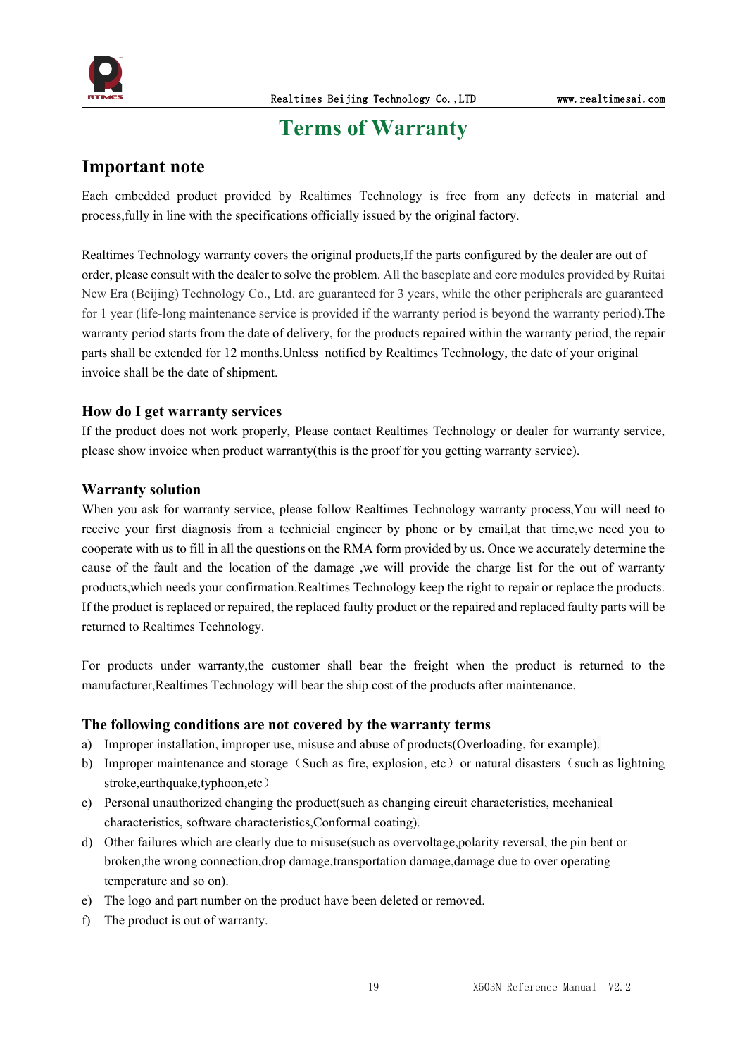# Terms of Warranty

## Important note

Each embedded product provided by Realtimes Technology is free from any defects in material and process,fully in line with the specifications officially issued by the original factory.

Realtimes Technology warranty covers the original products,If the parts configured by the dealer are out of order, please consult with the dealer to solve the problem. All the baseplate and core modules provided by Ruitai New Era (Beijing) Technology Co., Ltd. are guaranteed for 3 years, while the other peripherals are guaranteed for 1 year (life-long maintenance service is provided if the warranty period is beyond the warranty period).The warranty period starts from the date of delivery, for the products repaired within the warranty period, the repair parts shall be extended for 12 months.Unless notified by Realtimes Technology, the date of your original invoice shall be the date of shipment.

### How do I get warranty services

If the product does not work properly, Please contact Realtimes Technology or dealer for warranty service, please show invoice when product warranty(this is the proof for you getting warranty service).

### Warranty solution

When you ask for warranty service, please follow Realtimes Technology warranty process,You will need to receive your first diagnosis from a technicial engineer by phone or by email,at that time,we need you to cooperate with us to fill in all the questions on the RMA form provided by us. Once we accurately determine the cause of the fault and the location of the damage ,we will provide the charge list for the out of warranty products,which needs your confirmation.Realtimes Technology keep the right to repair or replace the products. If the product is replaced or repaired, the replaced faulty product or the repaired and replaced faulty parts will be returned to Realtimes Technology.

For products under warranty,the customer shall bear the freight when the product is returned to the manufacturer,Realtimes Technology will bear the ship cost of the products after maintenance.

### The following conditions are not covered by the warranty terms

a) Improper installation, improper use, misuse and abuse of products(Overloading, for example).
b) Improper maintenance and storage（Such as fire, explosion, etc）or natural disasters（such as lightning stroke,earthquake,typhoon,etc）
c) Personal unauthorized changing the product(such as changing circuit characteristics, mechanical characteristics, software characteristics,Conformal coating).
d) Other failures which are clearly due to misuse(such as overvoltage,polarity reversal, the pin bent or broken,the wrong connection,drop damage,transportation damage,damage due to over operating temperature and so on).
e) The logo and part number on the product have been deleted or removed.
f) The product is out of warranty.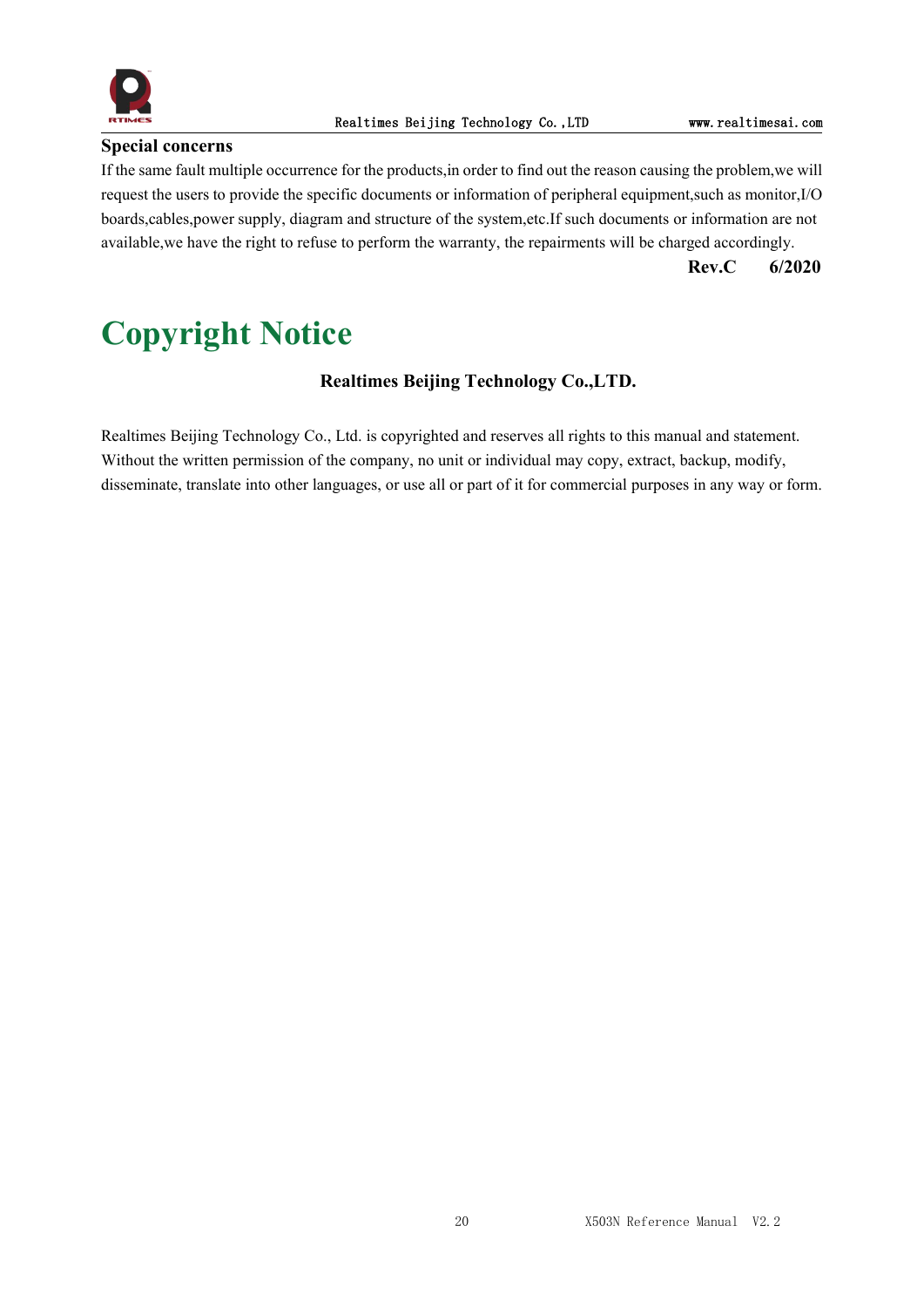**Special concerns**

If the same fault multiple occurrence for the products,in order to find out the reason causing the problem,we will request the users to provide the specific documents or information of peripheral equipment,such as monitor,I/O boards,cables,power supply, diagram and structure of the system,etc.If such documents or information are not available,we have the right to refuse to perform the warranty, the repairments will be charged accordingly.

**Rev.C 6/2020**

# Copyright Notice

**Realtimes Beijing Technology Co.,LTD.**

Realtimes Beijing Technology Co., Ltd. is copyrighted and reserves all rights to this manual and statement. Without the written permission of the company, no unit or individual may copy, extract, backup, modify, disseminate, translate into other languages, or use all or part of it for commercial purposes in any way or form.